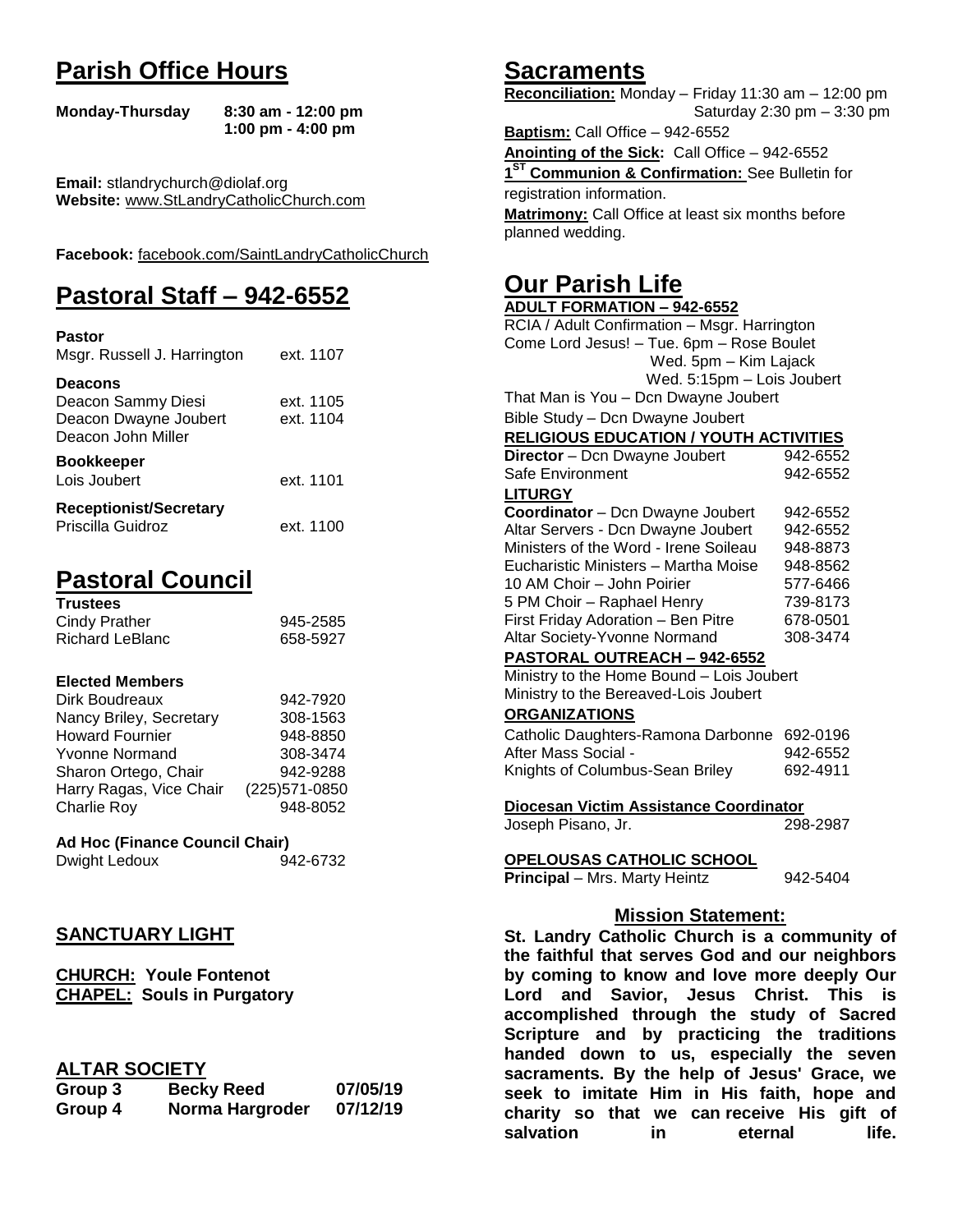# Parish Office Hours

**Monday-Thursday** **8:30 am - 12:00 pm**
**1:00 pm - 4:00 pm**

**Email:** stlandrychurch@diolaf.org
**Website:** www.StLandryCatholicChurch.com

**Facebook:** facebook.com/SaintLandryCatholicChurch

# Pastoral Staff – 942-6552

**Pastor**

| | |
|---|---|
| Msgr. Russell J. Harrington | ext. 1107 |

**Deacons**

| | |
|---|---|
| Deacon Sammy Diesi | ext. 1105 |
| Deacon Dwayne Joubert | ext. 1104 |
| Deacon John Miller | |

**Bookkeeper**

| | |
|---|---|
| Lois Joubert | ext. 1101 |

**Receptionist/Secretary**

| | |
|---|---|
| Priscilla Guidroz | ext. 1100 |

# Pastoral Council

**Trustees**

| | |
|---|---|
| Cindy Prather | 945-2585 |
| Richard LeBlanc | 658-5927 |

**Elected Members**

| | |
|---|---|
| Dirk Boudreaux | 942-7920 |
| Nancy Briley, Secretary | 308-1563 |
| Howard Fournier | 948-8850 |
| Yvonne Normand | 308-3474 |
| Sharon Ortego, Chair | 942-9288 |
| Harry Ragas, Vice Chair | (225)571-0850 |
| Charlie Roy | 948-8052 |

**Ad Hoc (Finance Council Chair)**

| | |
|---|---|
| Dwight Ledoux | 942-6732 |

## SANCTUARY LIGHT

**CHURCH: Youle Fontenot**
**CHAPEL: Souls in Purgatory**

## ALTAR SOCIETY

| | | |
|---|---|---|
| **Group 3** | **Becky Reed** | **07/05/19** |
| **Group 4** | **Norma Hargroder** | **07/12/19** |

# Sacraments

**Reconciliation:** Monday – Friday 11:30 am – 12:00 pm
Saturday 2:30 pm – 3:30 pm

**Baptism:** Call Office – 942-6552

**Anointing of the Sick:** Call Office – 942-6552

**1ST Communion & Confirmation:** See Bulletin for registration information.

**Matrimony:** Call Office at least six months before planned wedding.

# Our Parish Life

**ADULT FORMATION – 942-6552**

RCIA / Adult Confirmation – Msgr. Harrington
Come Lord Jesus! – Tue. 6pm – Rose Boulet
Wed. 5pm – Kim Lajack
Wed. 5:15pm – Lois Joubert
That Man is You – Dcn Dwayne Joubert
Bible Study – Dcn Dwayne Joubert

**RELIGIOUS EDUCATION / YOUTH ACTIVITIES**

| | |
|---|---|
| **Director** – Dcn Dwayne Joubert | 942-6552 |
| Safe Environment | 942-6552 |

**LITURGY**

| | |
|---|---|
| **Coordinator** – Dcn Dwayne Joubert | 942-6552 |
| Altar Servers - Dcn Dwayne Joubert | 942-6552 |
| Ministers of the Word - Irene Soileau | 948-8873 |
| Eucharistic Ministers – Martha Moise | 948-8562 |
| 10 AM Choir – John Poirier | 577-6466 |
| 5 PM Choir – Raphael Henry | 739-8173 |
| First Friday Adoration – Ben Pitre | 678-0501 |
| Altar Society-Yvonne Normand | 308-3474 |

**PASTORAL OUTREACH – 942-6552**

Ministry to the Home Bound – Lois Joubert
Ministry to the Bereaved-Lois Joubert

**ORGANIZATIONS**

| | |
|---|---|
| Catholic Daughters-Ramona Darbonne | 692-0196 |
| After Mass Social - | 942-6552 |
| Knights of Columbus-Sean Briley | 692-4911 |

**Diocesan Victim Assistance Coordinator**

| | |
|---|---|
| Joseph Pisano, Jr. | 298-2987 |

**OPELOUSAS CATHOLIC SCHOOL**

| | |
|---|---|
| **Principal** – Mrs. Marty Heintz | 942-5404 |

## Mission Statement:

**St. Landry Catholic Church is a community of the faithful that serves God and our neighbors by coming to know and love more deeply Our Lord and Savior, Jesus Christ. This is accomplished through the study of Sacred Scripture and by practicing the traditions handed down to us, especially the seven sacraments. By the help of Jesus' Grace, we seek to imitate Him in His faith, hope and charity so that we can receive His gift of salvation in eternal life.**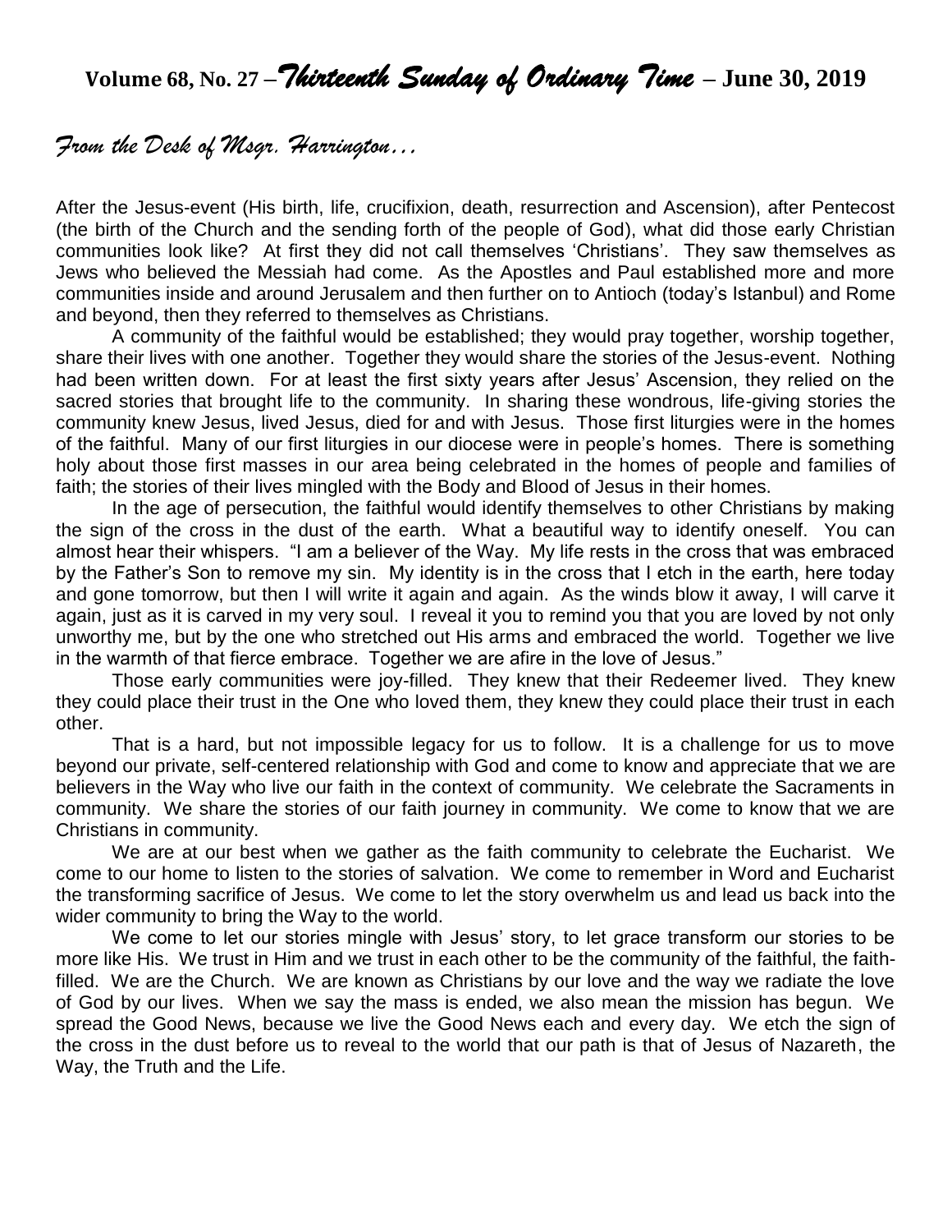# Volume 68, No. 27 – *Thirteenth Sunday of Ordinary Time* – June 30, 2019

## *From the Desk of Msgr. Harrington…*

After the Jesus-event (His birth, life, crucifixion, death, resurrection and Ascension), after Pentecost (the birth of the Church and the sending forth of the people of God), what did those early Christian communities look like? At first they did not call themselves 'Christians'. They saw themselves as Jews who believed the Messiah had come. As the Apostles and Paul established more and more communities inside and around Jerusalem and then further on to Antioch (today's Istanbul) and Rome and beyond, then they referred to themselves as Christians.

A community of the faithful would be established; they would pray together, worship together, share their lives with one another. Together they would share the stories of the Jesus-event. Nothing had been written down. For at least the first sixty years after Jesus' Ascension, they relied on the sacred stories that brought life to the community. In sharing these wondrous, life-giving stories the community knew Jesus, lived Jesus, died for and with Jesus. Those first liturgies were in the homes of the faithful. Many of our first liturgies in our diocese were in people's homes. There is something holy about those first masses in our area being celebrated in the homes of people and families of faith; the stories of their lives mingled with the Body and Blood of Jesus in their homes.

In the age of persecution, the faithful would identify themselves to other Christians by making the sign of the cross in the dust of the earth. What a beautiful way to identify oneself. You can almost hear their whispers. "I am a believer of the Way. My life rests in the cross that was embraced by the Father's Son to remove my sin. My identity is in the cross that I etch in the earth, here today and gone tomorrow, but then I will write it again and again. As the winds blow it away, I will carve it again, just as it is carved in my very soul. I reveal it you to remind you that you are loved by not only unworthy me, but by the one who stretched out His arms and embraced the world. Together we live in the warmth of that fierce embrace. Together we are afire in the love of Jesus."

Those early communities were joy-filled. They knew that their Redeemer lived. They knew they could place their trust in the One who loved them, they knew they could place their trust in each other.

That is a hard, but not impossible legacy for us to follow. It is a challenge for us to move beyond our private, self-centered relationship with God and come to know and appreciate that we are believers in the Way who live our faith in the context of community. We celebrate the Sacraments in community. We share the stories of our faith journey in community. We come to know that we are Christians in community.

We are at our best when we gather as the faith community to celebrate the Eucharist. We come to our home to listen to the stories of salvation. We come to remember in Word and Eucharist the transforming sacrifice of Jesus. We come to let the story overwhelm us and lead us back into the wider community to bring the Way to the world.

We come to let our stories mingle with Jesus' story, to let grace transform our stories to be more like His. We trust in Him and we trust in each other to be the community of the faithful, the faith-filled. We are the Church. We are known as Christians by our love and the way we radiate the love of God by our lives. When we say the mass is ended, we also mean the mission has begun. We spread the Good News, because we live the Good News each and every day. We etch the sign of the cross in the dust before us to reveal to the world that our path is that of Jesus of Nazareth, the Way, the Truth and the Life.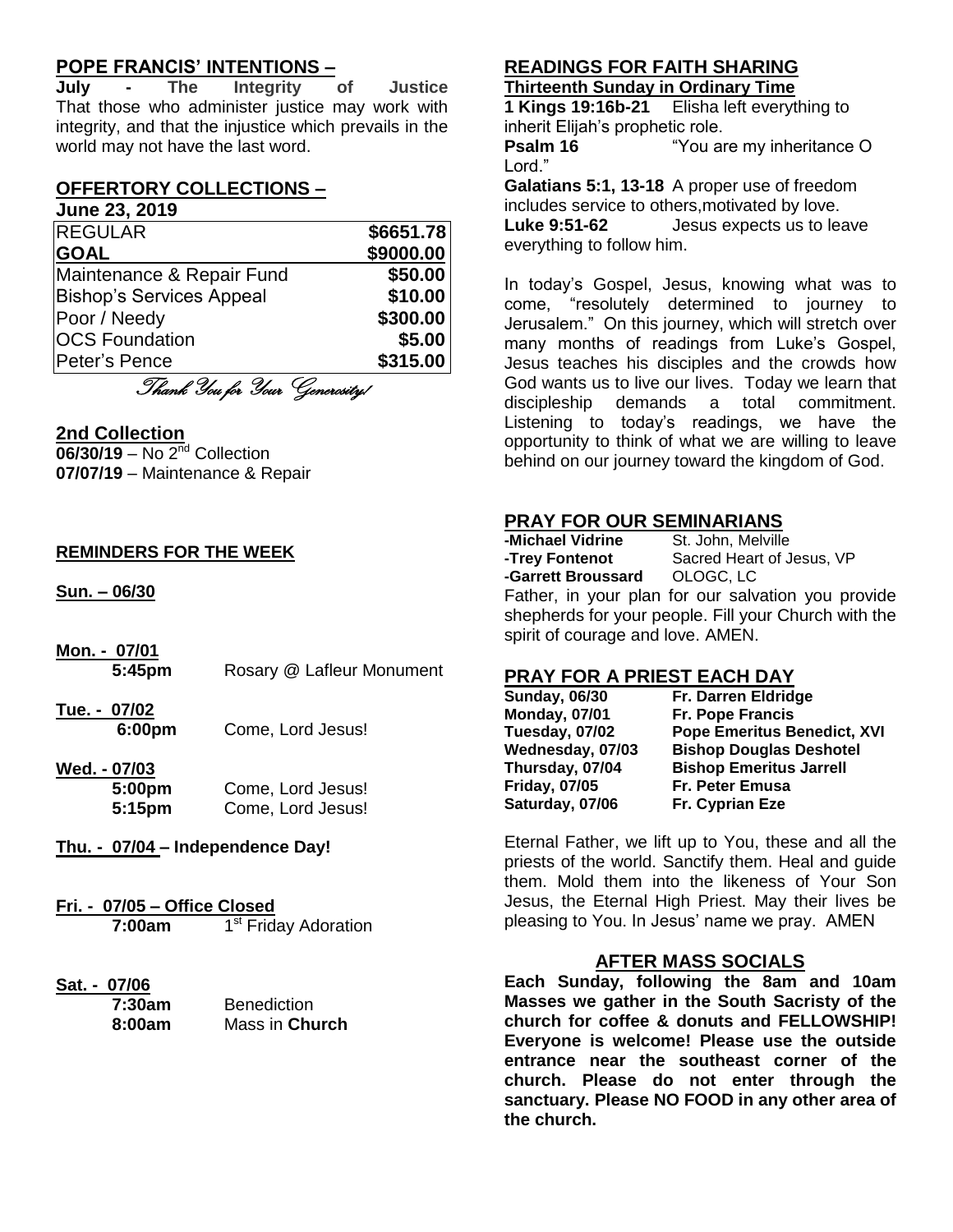## POPE FRANCIS' INTENTIONS –

**July - The Integrity of Justice**
That those who administer justice may work with integrity, and that the injustice which prevails in the world may not have the last word.

## OFFERTORY COLLECTIONS –

**June 23, 2019**

| | |
|---|---|
| REGULAR | **$6651.78** |
| **GOAL** | **$9000.00** |
| Maintenance & Repair Fund | **$50.00** |
| Bishop's Services Appeal | **$10.00** |
| Poor / Needy | **$300.00** |
| OCS Foundation | **$5.00** |
| Peter's Pence | **$315.00** |

*Thank You for Your Generosity!*

## 2nd Collection

**06/30/19** – No 2nd Collection
**07/07/19** – Maintenance & Repair

## REMINDERS FOR THE WEEK

**Sun. – 06/30**

**Mon. - 07/01**
**5:45pm** Rosary @ Lafleur Monument

**Tue. - 07/02**
**6:00pm** Come, Lord Jesus!

**Wed. - 07/03**
**5:00pm** Come, Lord Jesus!
**5:15pm** Come, Lord Jesus!

**Thu. - 07/04 – Independence Day!**

**Fri. - 07/05 – Office Closed**
**7:00am** 1st Friday Adoration

**Sat. - 07/06**
**7:30am** Benediction
**8:00am** Mass in **Church**

## READINGS FOR FAITH SHARING

**Thirteenth Sunday in Ordinary Time**

**1 Kings 19:16b-21** Elisha left everything to inherit Elijah's prophetic role.
**Psalm 16** "You are my inheritance O Lord."
**Galatians 5:1, 13-18** A proper use of freedom includes service to others,motivated by love.
**Luke 9:51-62** Jesus expects us to leave everything to follow him.

In today's Gospel, Jesus, knowing what was to come, "resolutely determined to journey to Jerusalem." On this journey, which will stretch over many months of readings from Luke's Gospel, Jesus teaches his disciples and the crowds how God wants us to live our lives. Today we learn that discipleship demands a total commitment. Listening to today's readings, we have the opportunity to think of what we are willing to leave behind on our journey toward the kingdom of God.

## PRAY FOR OUR SEMINARIANS

**-Michael Vidrine** St. John, Melville
**-Trey Fontenot** Sacred Heart of Jesus, VP
**-Garrett Broussard** OLOGC, LC

Father, in your plan for our salvation you provide shepherds for your people. Fill your Church with the spirit of courage and love. AMEN.

## PRAY FOR A PRIEST EACH DAY

| | |
|---|---|
| **Sunday, 06/30** | **Fr. Darren Eldridge** |
| **Monday, 07/01** | **Fr. Pope Francis** |
| **Tuesday, 07/02** | **Pope Emeritus Benedict, XVI** |
| **Wednesday, 07/03** | **Bishop Douglas Deshotel** |
| **Thursday, 07/04** | **Bishop Emeritus Jarrell** |
| **Friday, 07/05** | **Fr. Peter Emusa** |
| **Saturday, 07/06** | **Fr. Cyprian Eze** |

Eternal Father, we lift up to You, these and all the priests of the world. Sanctify them. Heal and guide them. Mold them into the likeness of Your Son Jesus, the Eternal High Priest. May their lives be pleasing to You. In Jesus' name we pray. AMEN

## AFTER MASS SOCIALS

**Each Sunday, following the 8am and 10am Masses we gather in the South Sacristy of the church for coffee & donuts and FELLOWSHIP! Everyone is welcome! Please use the outside entrance near the southeast corner of the church. Please do not enter through the sanctuary. Please NO FOOD in any other area of the church.**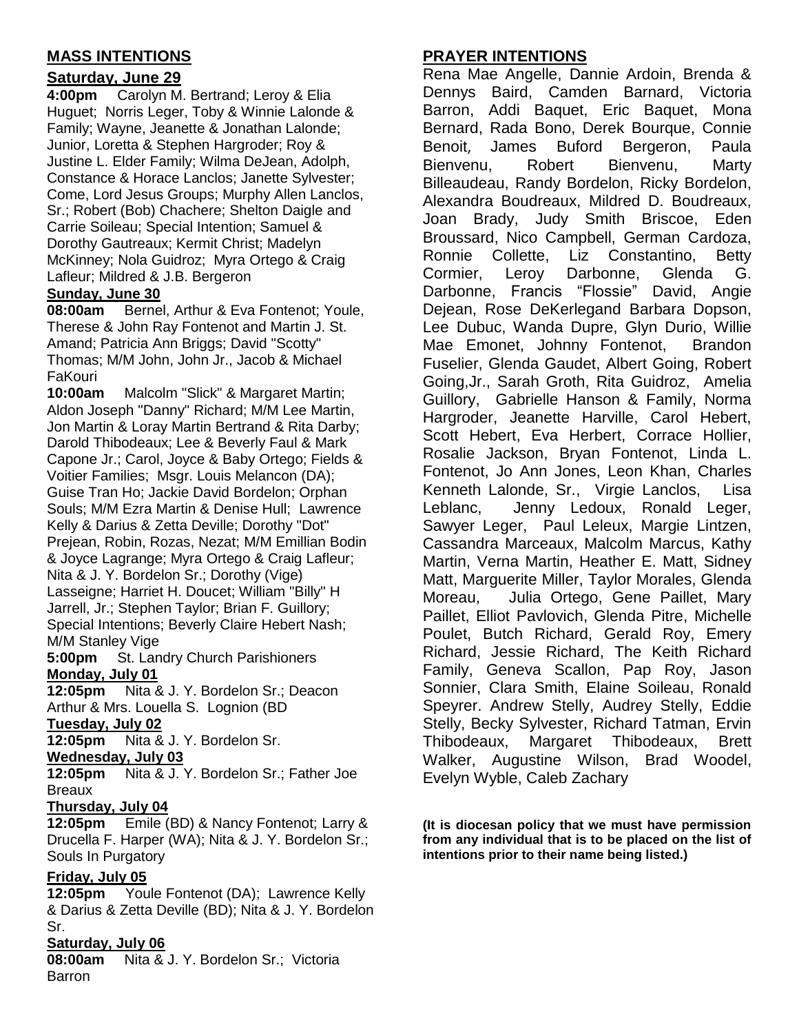## MASS INTENTIONS

### Saturday, June 29

**4:00pm** Carolyn M. Bertrand; Leroy & Elia Huguet; Norris Leger, Toby & Winnie Lalonde & Family; Wayne, Jeanette & Jonathan Lalonde; Junior, Loretta & Stephen Hargroder; Roy & Justine L. Elder Family; Wilma DeJean, Adolph, Constance & Horace Lanclos; Janette Sylvester; Come, Lord Jesus Groups; Murphy Allen Lanclos, Sr.; Robert (Bob) Chachere; Shelton Daigle and Carrie Soileau; Special Intention; Samuel & Dorothy Gautreaux; Kermit Christ; Madelyn McKinney; Nola Guidroz; Myra Ortego & Craig Lafleur; Mildred & J.B. Bergeron

### Sunday, June 30

**08:00am** Bernel, Arthur & Eva Fontenot; Youle, Therese & John Ray Fontenot and Martin J. St. Amand; Patricia Ann Briggs; David "Scotty" Thomas; M/M John, John Jr., Jacob & Michael FaKouri

**10:00am** Malcolm "Slick" & Margaret Martin; Aldon Joseph "Danny" Richard; M/M Lee Martin, Jon Martin & Loray Martin Bertrand & Rita Darby; Darold Thibodeaux; Lee & Beverly Faul & Mark Capone Jr.; Carol, Joyce & Baby Ortego; Fields & Voitier Families; Msgr. Louis Melancon (DA); Guise Tran Ho; Jackie David Bordelon; Orphan Souls; M/M Ezra Martin & Denise Hull; Lawrence Kelly & Darius & Zetta Deville; Dorothy "Dot" Prejean, Robin, Rozas, Nezat; M/M Emillian Bodin & Joyce Lagrange; Myra Ortego & Craig Lafleur; Nita & J. Y. Bordelon Sr.; Dorothy (Vige) Lasseigne; Harriet H. Doucet; William "Billy" H Jarrell, Jr.; Stephen Taylor; Brian F. Guillory; Special Intentions; Beverly Claire Hebert Nash; M/M Stanley Vige

**5:00pm** St. Landry Church Parishioners

### Monday, July 01

**12:05pm** Nita & J. Y. Bordelon Sr.; Deacon Arthur & Mrs. Louella S. Lognion (BD

### Tuesday, July 02

**12:05pm** Nita & J. Y. Bordelon Sr.

### Wednesday, July 03

**12:05pm** Nita & J. Y. Bordelon Sr.; Father Joe Breaux

### Thursday, July 04

**12:05pm** Emile (BD) & Nancy Fontenot; Larry & Drucella F. Harper (WA); Nita & J. Y. Bordelon Sr.; Souls In Purgatory

### Friday, July 05

**12:05pm** Youle Fontenot (DA); Lawrence Kelly & Darius & Zetta Deville (BD); Nita & J. Y. Bordelon Sr.

### Saturday, July 06

**08:00am** Nita & J. Y. Bordelon Sr.; Victoria Barron

## PRAYER INTENTIONS

Rena Mae Angelle, Dannie Ardoin, Brenda & Dennys Baird, Camden Barnard, Victoria Barron, Addi Baquet, Eric Baquet, Mona Bernard, Rada Bono, Derek Bourque, Connie Benoit, James Buford Bergeron, Paula Bienvenu, Robert Bienvenu, Marty Billeaudeau, Randy Bordelon, Ricky Bordelon, Alexandra Boudreaux, Mildred D. Boudreaux, Joan Brady, Judy Smith Briscoe, Eden Broussard, Nico Campbell, German Cardoza, Ronnie Collette, Liz Constantino, Betty Cormier, Leroy Darbonne, Glenda G. Darbonne, Francis "Flossie" David, Angie Dejean, Rose DeKerlegand Barbara Dopson, Lee Dubuc, Wanda Dupre, Glyn Durio, Willie Mae Emonet, Johnny Fontenot, Brandon Fuselier, Glenda Gaudet, Albert Going, Robert Going,Jr., Sarah Groth, Rita Guidroz, Amelia Guillory, Gabrielle Hanson & Family, Norma Hargroder, Jeanette Harville, Carol Hebert, Scott Hebert, Eva Herbert, Corrace Hollier, Rosalie Jackson, Bryan Fontenot, Linda L. Fontenot, Jo Ann Jones, Leon Khan, Charles Kenneth Lalonde, Sr., Virgie Lanclos, Lisa Leblanc, Jenny Ledoux, Ronald Leger, Sawyer Leger, Paul Leleux, Margie Lintzen, Cassandra Marceaux, Malcolm Marcus, Kathy Martin, Verna Martin, Heather E. Matt, Sidney Matt, Marguerite Miller, Taylor Morales, Glenda Moreau, Julia Ortego, Gene Paillet, Mary Paillet, Elliot Pavlovich, Glenda Pitre, Michelle Poulet, Butch Richard, Gerald Roy, Emery Richard, Jessie Richard, The Keith Richard Family, Geneva Scallon, Pap Roy, Jason Sonnier, Clara Smith, Elaine Soileau, Ronald Speyrer. Andrew Stelly, Audrey Stelly, Eddie Stelly, Becky Sylvester, Richard Tatman, Ervin Thibodeaux, Margaret Thibodeaux, Brett Walker, Augustine Wilson, Brad Woodel, Evelyn Wyble, Caleb Zachary

**(It is diocesan policy that we must have permission from any individual that is to be placed on the list of intentions prior to their name being listed.)**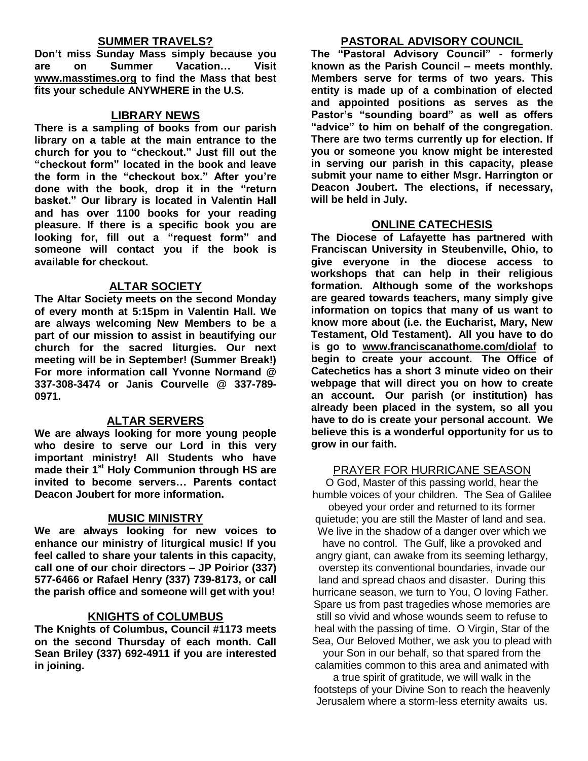## SUMMER TRAVELS?

**Don't miss Sunday Mass simply because you are on Summer Vacation… Visit www.masstimes.org to find the Mass that best fits your schedule ANYWHERE in the U.S.**

## LIBRARY NEWS

**There is a sampling of books from our parish library on a table at the main entrance to the church for you to "checkout." Just fill out the "checkout form" located in the book and leave the form in the "checkout box." After you're done with the book, drop it in the "return basket." Our library is located in Valentin Hall and has over 1100 books for your reading pleasure. If there is a specific book you are looking for, fill out a "request form" and someone will contact you if the book is available for checkout.**

## ALTAR SOCIETY

**The Altar Society meets on the second Monday of every month at 5:15pm in Valentin Hall. We are always welcoming New Members to be a part of our mission to assist in beautifying our church for the sacred liturgies. Our next meeting will be in September! (Summer Break!) For more information call Yvonne Normand @ 337-308-3474 or Janis Courvelle @ 337-789-0971.**

## ALTAR SERVERS

**We are always looking for more young people who desire to serve our Lord in this very important ministry! All Students who have made their 1st Holy Communion through HS are invited to become servers… Parents contact Deacon Joubert for more information.**

## MUSIC MINISTRY

**We are always looking for new voices to enhance our ministry of liturgical music! If you feel called to share your talents in this capacity, call one of our choir directors – JP Poirior (337) 577-6466 or Rafael Henry (337) 739-8173, or call the parish office and someone will get with you!**

## KNIGHTS of COLUMBUS

**The Knights of Columbus, Council #1173 meets on the second Thursday of each month. Call Sean Briley (337) 692-4911 if you are interested in joining.**

## PASTORAL ADVISORY COUNCIL

**The "Pastoral Advisory Council" - formerly known as the Parish Council – meets monthly. Members serve for terms of two years. This entity is made up of a combination of elected and appointed positions as serves as the Pastor's "sounding board" as well as offers "advice" to him on behalf of the congregation. There are two terms currently up for election. If you or someone you know might be interested in serving our parish in this capacity, please submit your name to either Msgr. Harrington or Deacon Joubert. The elections, if necessary, will be held in July.**

## ONLINE CATECHESIS

**The Diocese of Lafayette has partnered with Franciscan University in Steubenville, Ohio, to give everyone in the diocese access to workshops that can help in their religious formation. Although some of the workshops are geared towards teachers, many simply give information on topics that many of us want to know more about (i.e. the Eucharist, Mary, New Testament, Old Testament). All you have to do is go to www.franciscanathome.com/diolaf to begin to create your account. The Office of Catechetics has a short 3 minute video on their webpage that will direct you on how to create an account. Our parish (or institution) has already been placed in the system, so all you have to do is create your personal account. We believe this is a wonderful opportunity for us to grow in our faith.**

## PRAYER FOR HURRICANE SEASON

O God, Master of this passing world, hear the humble voices of your children. The Sea of Galilee obeyed your order and returned to its former quietude; you are still the Master of land and sea. We live in the shadow of a danger over which we have no control. The Gulf, like a provoked and angry giant, can awake from its seeming lethargy, overstep its conventional boundaries, invade our land and spread chaos and disaster. During this hurricane season, we turn to You, O loving Father. Spare us from past tragedies whose memories are still so vivid and whose wounds seem to refuse to heal with the passing of time. O Virgin, Star of the Sea, Our Beloved Mother, we ask you to plead with your Son in our behalf, so that spared from the calamities common to this area and animated with a true spirit of gratitude, we will walk in the footsteps of your Divine Son to reach the heavenly Jerusalem where a storm-less eternity awaits us.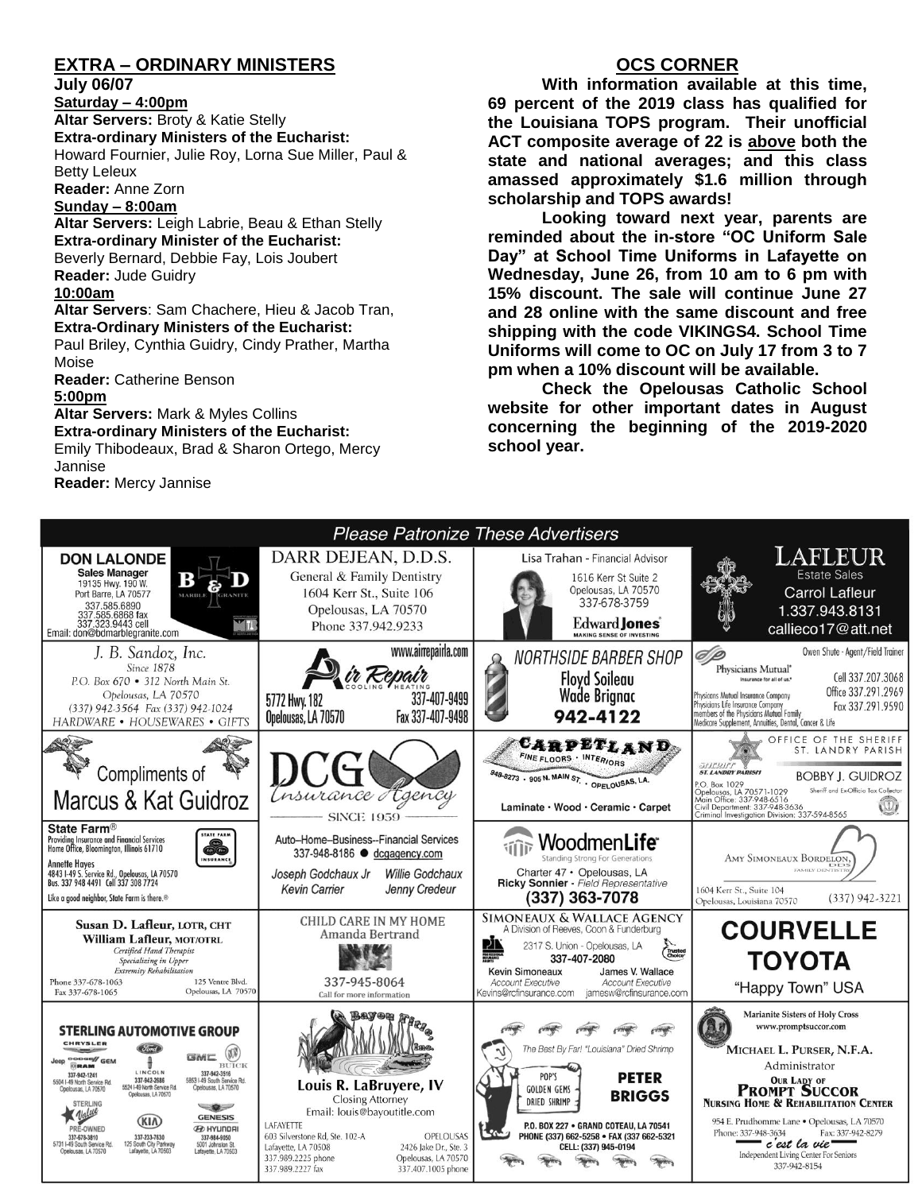## EXTRA – ORDINARY MINISTERS

**July 06/07**

**Saturday – 4:00pm**

**Altar Servers:** Broty & Katie Stelly

**Extra-ordinary Ministers of the Eucharist:** Howard Fournier, Julie Roy, Lorna Sue Miller, Paul & Betty Leleux

**Reader:** Anne Zorn

**Sunday – 8:00am**

**Altar Servers:** Leigh Labrie, Beau & Ethan Stelly

**Extra-ordinary Minister of the Eucharist:** Beverly Bernard, Debbie Fay, Lois Joubert

**Reader:** Jude Guidry

**10:00am**

**Altar Servers**: Sam Chachere, Hieu & Jacob Tran,

**Extra-Ordinary Ministers of the Eucharist:** Paul Briley, Cynthia Guidry, Cindy Prather, Martha Moise

**Reader:** Catherine Benson

**5:00pm**

**Altar Servers:** Mark & Myles Collins

**Extra-ordinary Ministers of the Eucharist:** Emily Thibodeaux, Brad & Sharon Ortego, Mercy Jannise

**Reader:** Mercy Jannise

## OCS CORNER

**With information available at this time, 69 percent of the 2019 class has qualified for the Louisiana TOPS program. Their unofficial ACT composite average of 22 is above both the state and national averages; and this class amassed approximately $1.6 million through scholarship and TOPS awards!**

**Looking toward next year, parents are reminded about the in-store "OC Uniform Sale Day" at School Time Uniforms in Lafayette on Wednesday, June 26, from 10 am to 6 pm with 15% discount. The sale will continue June 27 and 28 online with the same discount and free shipping with the code VIKINGS4. School Time Uniforms will come to OC on July 17 from 3 to 7 pm when a 10% discount will be available.**

**Check the Opelousas Catholic School website for other important dates in August concerning the beginning of the 2019-2020 school year.**

## Please Patronize These Advertisers

**DON LALONDE**
Sales Manager
19135 Hwy. 190 W.
Port Barre, LA 70577
337.585.6890
337.585.6868 fax
337.323.9443 cell
Email: don@bdmarblegranite.com
B & D Marble Granite

**DARR DEJEAN, D.D.S.**
General & Family Dentistry
1604 Kerr St., Suite 106
Opelousas, LA 70570
Phone 337.942.9233

**Lisa Trahan** - Financial Advisor
1616 Kerr St Suite 2
Opelousas, LA 70570
337-678-3759
Edward Jones — MAKING SENSE OF INVESTING

**LAFLEUR** Estate Sales
Carrol Lafleur
1.337.943.8131
callieco17@att.net

**J. B. Sandoz, Inc.**
Since 1878
P.O. Box 670 • 312 North Main St.
Opelousas, LA 70570
(337) 942-3564 Fax (337) 942-1024
HARDWARE • HOUSEWARES • GIFTS

**Air Repair** — Cooling • Heating
www.airrepairla.com
5772 Hwy. 182
Opelousas, LA 70570
337-407-9499
Fax 337-407-9498

**NORTHSIDE BARBER SHOP**
Floyd Soileau
Wade Brignac
942-4122

Physicians Mutual® — Insurance for all of us.®
Owen Shute - Agent/Field Trainer
Cell 337.207.3068
Office 337.291.2969
Fax 337.291.9590
Physicians Mutual Insurance Company
Physicians Life Insurance Company
members of the Physicians Mutual Family
Medicare Supplement, Annuities, Dental, Cancer & Life

Compliments of
**Marcus & Kat Guidroz**

**DCG Insurance Agency**
SINCE 1959

**CARPETLAND**
FINE FLOORS • INTERIORS
948-8273 • 905 N. MAIN ST. • OPELOUSAS, LA.
Laminate • Wood • Ceramic • Carpet

OFFICE OF THE SHERIFF
ST. LANDRY PARISH
**BOBBY J. GUIDROZ**
Sheriff and Ex-Officio Tax Collector
P.O. Box 1029
Opelousas, LA 70571-1029
Main Office: 337-948-6516
Civil Department: 337-948-3636
Criminal Investigation Division: 337-594-8565

**State Farm®**
Providing Insurance and Financial Services
Home Office, Bloomington, Illinois 61710
Annette Hayes
4843 I-49 S. Service Rd., Opelousas, LA 70570
Bus. 337 948 4491 Cell 337 308 7724
Like a good neighbor, State Farm is there.®

Auto–Home–Business--Financial Services
337-948-8186 ● dcgagency.com
Joseph Godchaux Jr — Willie Godchaux
Kevin Carrier — Jenny Credeur

**WoodmenLife®**
Standing Strong For Generations
Charter 47 • Opelousas, LA
Ricky Sonnier - Field Representative
(337) 363-7078

AMY SIMONEAUX BORDELON, DDS
FAMILY DENTISTRY
1604 Kerr St., Suite 104
Opelousas, Louisiana 70570
(337) 942-3221

**Susan D. Lafleur, LOTR, CHT**
**William Lafleur, MOT/OTRL**
Certified Hand Therapist
Specializing in Upper Extremity Rehabilitation
Phone 337-678-1063
Fax 337-678-1065
125 Ventre Blvd.
Opelousas, LA 70570

**CHILD CARE IN MY HOME**
Amanda Bertrand
337-945-8064
Call for more information

**SIMONEAUX & WALLACE AGENCY**
A Division of Reeves, Coon & Funderburg
2317 S. Union - Opelousas, LA
337-407-2080
Kevin Simoneaux — Account Executive — Kevins@rcfinsurance.com
James V. Wallace — Account Executive — jamesw@rcfinsurance.com

**COURVELLE TOYOTA**
"Happy Town" USA

**STERLING AUTOMOTIVE GROUP**
Chrysler, Jeep, Dodge, Ram, GEM — 337-942-1241 — 5504 I-49 North Service Rd. Opelousas, LA 70570
Ford, Lincoln — 337-942-2686 — 5524 I-49 North Service Rd. Opelousas, LA 70570
GMC, Buick — 337-942-3516 — 5853 I-49 South Service Rd. Opelousas, LA 70570
Sterling Value Pre-Owned — 337-678-3810 — 5731 I-49 South Service Rd. Opelousas, LA 70570
Kia — 337-233-7630 — 125 South City Parkway Lafayette, LA 70503
Genesis, Hyundai — 337-984-9050 — 5001 Johnston St. Lafayette, LA 70503

**Bayou Title, Inc.**
Louis R. LaBruyere, IV
Closing Attorney
Email: louis@bayoutitle.com
LAFAYETTE — 603 Silverstone Rd, Ste. 102-A, Lafayette, LA 70508 — 337.989.2225 phone — 337.989.2227 fax
OPELOUSAS — 2426 Jake Dr., Ste. 3, Opelousas, LA 70570 — 337.407.1005 phone

The Best By Far! "Louisiana" Dried Shrimp
POP'S GOLDEN GEMS DRIED SHRIMP
**PETER BRIGGS**
P.O. BOX 227 • GRAND COTEAU, LA 70541
PHONE (337) 662-5258 • FAX (337 662-5321
CELL: (337) 945-0194

Marianite Sisters of Holy Cross
www.promptsuccor.com
**MICHAEL L. PURSER, N.F.A.**
Administrator
**OUR LADY OF PROMPT SUCCOR NURSING HOME & REHABILITATION CENTER**
954 E. Prudhomme Lane • Opelousas, LA 70570
Phone: 337-948-3634 Fax: 337-942-8279
c'est la vie
Independent Living Center For Seniors
337-942-8154